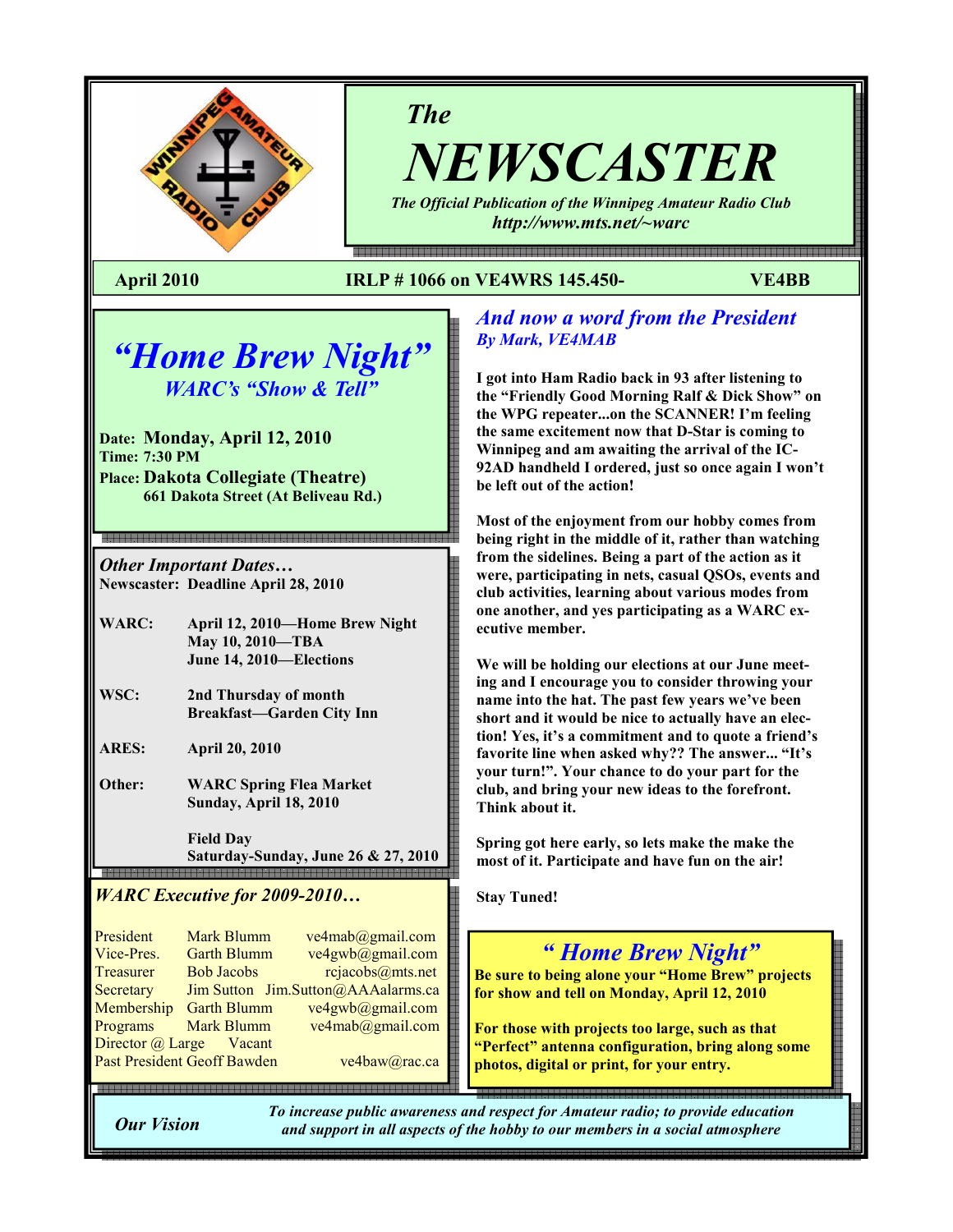# The NEWSCASTER

*The Official Publication of the Winnipeg Amateur Radio Club*
***http://www.mts.net/~warc***

**April 2010** **IRLP # 1066 on VE4WRS 145.450-** **VE4BB**

## *"Home Brew Night"*

### *WARC's "Show & Tell"*

**Date: Monday, April 12, 2010**
**Time: 7:30 PM**
**Place: Dakota Collegiate (Theatre)**
**661 Dakota Street (At Beliveau Rd.)**

### *Other Important Dates…*

**Newscaster: Deadline April 28, 2010**

| | |
|---|---|
| **WARC:** | **April 12, 2010—Home Brew Night** |
| | **May 10, 2010—TBA** |
| | **June 14, 2010—Elections** |
| **WSC:** | **2nd Thursday of month** |
| | **Breakfast—Garden City Inn** |
| **ARES:** | **April 20, 2010** |
| **Other:** | **WARC Spring Flea Market** |
| | **Sunday, April 18, 2010** |
| | **Field Day** |
| | **Saturday-Sunday, June 26 & 27, 2010** |

### *WARC Executive for 2009-2010…*

| | | |
|---|---|---|
| President | Mark Blumm | ve4mab@gmail.com |
| Vice-Pres. | Garth Blumm | ve4gwb@gmail.com |
| Treasurer | Bob Jacobs | rcjacobs@mts.net |
| Secretary | Jim Sutton | Jim.Sutton@AAAalarms.ca |
| Membership | Garth Blumm | ve4gwb@gmail.com |
| Programs | Mark Blumm | ve4mab@gmail.com |
| Director @ Large | Vacant | |
| Past President | Geoff Bawden | ve4baw@rac.ca |

## *And now a word from the President*

*By Mark, VE4MAB*

**I got into Ham Radio back in 93 after listening to the "Friendly Good Morning Ralf & Dick Show" on the WPG repeater...on the SCANNER! I'm feeling the same excitement now that D-Star is coming to Winnipeg and am awaiting the arrival of the IC-92AD handheld I ordered, just so once again I won't be left out of the action!**

**Most of the enjoyment from our hobby comes from being right in the middle of it, rather than watching from the sidelines. Being a part of the action as it were, participating in nets, casual QSOs, events and club activities, learning about various modes from one another, and yes participating as a WARC executive member.**

**We will be holding our elections at our June meeting and I encourage you to consider throwing your name into the hat. The past few years we've been short and it would be nice to actually have an election! Yes, it's a commitment and to quote a friend's favorite line when asked why?? The answer... "It's your turn!". Your chance to do your part for the club, and bring your new ideas to the forefront. Think about it.**

**Spring got here early, so lets make the make the most of it. Participate and have fun on the air!**

**Stay Tuned!**

## *" Home Brew Night"*

**Be sure to being alone your "Home Brew" projects for show and tell on Monday, April 12, 2010**

**For those with projects too large, such as that "Perfect" antenna configuration, bring along some photos, digital or print, for your entry.**

***Our Vision*** *To increase public awareness and respect for Amateur radio; to provide education and support in all aspects of the hobby to our members in a social atmosphere*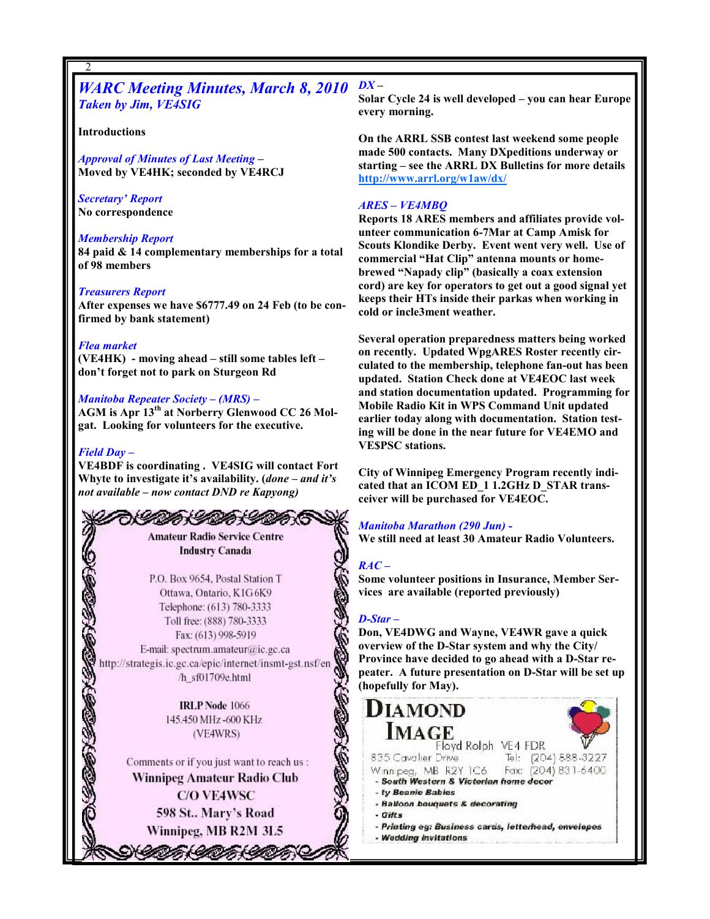# WARC Meeting Minutes, March 8, 2010

## *Taken by Jim, VE4SIG*

**Introductions**

*Approval of Minutes of Last Meeting* –
**Moved by VE4HK; seconded by VE4RCJ**

*Secretary' Report*
**No correspondence**

*Membership Report*
**84 paid & 14 complementary memberships for a total of 98 members**

*Treasurers Report*
**After expenses we have $6777.49 on 24 Feb (to be confirmed by bank statement)**

*Flea market*
**(VE4HK) - moving ahead – still some tables left – don't forget not to park on Sturgeon Rd**

*Manitoba Repeater Society – (MRS)* –
**AGM is Apr 13th at Norberry Glenwood CC 26 Molgat. Looking for volunteers for the executive.**

*Field Day* –
**VE4BDF is coordinating . VE4SIG will contact Fort Whyte to investigate it's availability. (*done – and it's not available – now contact DND re Kapyong)***

Amateur Radio Service Centre
Industry Canada

P.O. Box 9654, Postal Station T
Ottawa, Ontario, K1G 6K9
Telephone: (613) 780-3333
Toll free: (888) 780-3333
Fax: (613) 998-5919
E-mail: spectrum.amateur@ic.gc.ca
http://strategis.ic.gc.ca/epic/internet/insmt-gst.nsf/en/h_sf01709e.html

IRLP Node 1066
145.450 MHz -600 KHz
(VE4WRS)

Comments or if you just want to reach us :
**Winnipeg Amateur Radio Club**
**C/O VE4WSC**
**598 St.. Mary's Road**
**Winnipeg, MB R2M 3L5**

*DX* –
**Solar Cycle 24 is well developed – you can hear Europe every morning.**

**On the ARRL SSB contest last weekend some people made 500 contacts. Many DXpeditions underway or starting – see the ARRL DX Bulletins for more details http://www.arrl.org/w1aw/dx/**

*ARES – VE4MBQ*
**Reports 18 ARES members and affiliates provide volunteer communication 6-7Mar at Camp Amisk for Scouts Klondike Derby. Event went very well. Use of commercial "Hat Clip" antenna mounts or homebrewed "Napady clip" (basically a coax extension cord) are key for operators to get out a good signal yet keeps their HTs inside their parkas when working in cold or incle3ment weather.**

**Several operation preparedness matters being worked on recently. Updated WpgARES Roster recently circulated to the membership, telephone fan-out has been updated. Station Check done at VE4EOC last week and station documentation updated. Programming for Mobile Radio Kit in WPS Command Unit updated earlier today along with documentation. Station testing will be done in the near future for VE4EMO and VE$PSC stations.**

**City of Winnipeg Emergency Program recently indicated that an ICOM ED_1 1.2GHz D_STAR transceiver will be purchased for VE4EOC.**

*Manitoba Marathon (290 Jun)* -
**We still need at least 30 Amateur Radio Volunteers.**

*RAC* –
**Some volunteer positions in Insurance, Member Services are available (reported previously)**

*D-Star* –
**Don, VE4DWG and Wayne, VE4WR gave a quick overview of the D-Star system and why the City/ Province have decided to go ahead with a D-Star repeater. A future presentation on D-Star will be set up (hopefully for May).**

**DIAMOND IMAGE**
Floyd Rolph VE4 FDR
835 Cavalier Drive Tel: (204) 888-3227
Winnipeg, MB R2Y 1C6 Fax: (204) 831-6400
- South Western & Victorian home decor
- ty Beanie Babies
- Balloon bouquets & decorating
- Gifts
- Printing eg: Business cards, letterhead, envelopes
- Wedding invitations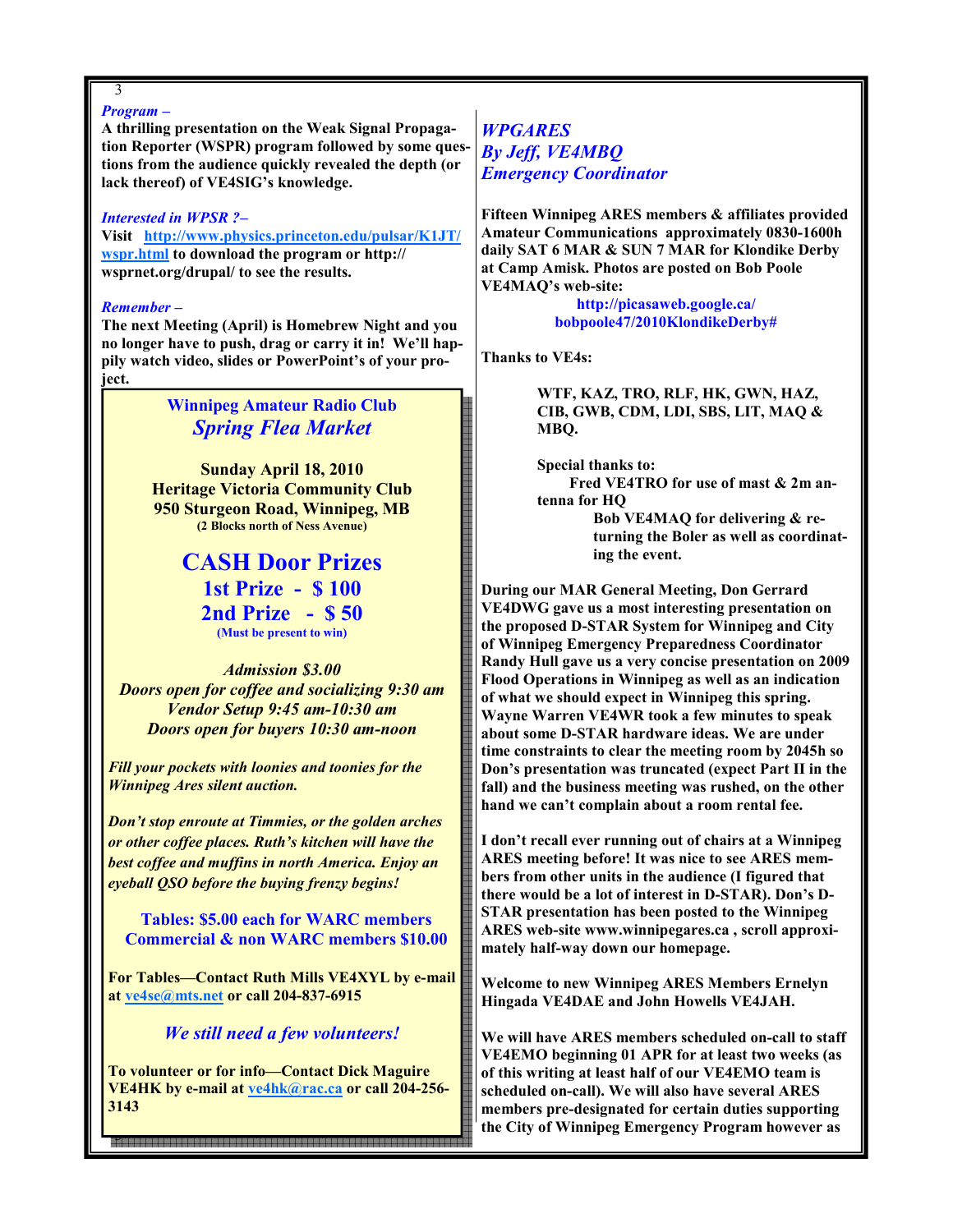*Program –*
**A thrilling presentation on the Weak Signal Propagation Reporter (WSPR) program followed by some questions from the audience quickly revealed the depth (or lack thereof) of VE4SIG's knowledge.**

*Interested in WPSR ?–*
**Visit http://www.physics.princeton.edu/pulsar/K1JT/wspr.html to download the program or http://wsprnet.org/drupal/ to see the results.**

*Remember –*
**The next Meeting (April) is Homebrew Night and you no longer have to push, drag or carry it in! We'll happily watch video, slides or PowerPoint's of your project.**

## Winnipeg Amateur Radio Club
## *Spring Flea Market*

**Sunday April 18, 2010**
**Heritage Victoria Community Club**
**950 Sturgeon Road, Winnipeg, MB**
**(2 Blocks north of Ness Avenue)**

## CASH Door Prizes
### 1st Prize - $ 100
### 2nd Prize - $ 50
**(Must be present to win)**

*Admission $3.00*
*Doors open for coffee and socializing 9:30 am*
*Vendor Setup 9:45 am-10:30 am*
*Doors open for buyers 10:30 am-noon*

***Fill your pockets with loonies and toonies for the Winnipeg Ares silent auction.***

***Don't stop enroute at Timmies, or the golden arches or other coffee places. Ruth's kitchen will have the best coffee and muffins in north America. Enjoy an eyeball QSO before the buying frenzy begins!***

**Tables: $5.00 each for WARC members**
**Commercial & non WARC members $10.00**

**For Tables—Contact Ruth Mills VE4XYL by e-mail at ve4se@mts.net or call 204-837-6915**

***We still need a few volunteers!***

**To volunteer or for info—Contact Dick Maguire VE4HK by e-mail at ve4hk@rac.ca or call 204-256-3143**

## *WPGARES*
### *By Jeff, VE4MBQ*
### *Emergency Coordinator*

**Fifteen Winnipeg ARES members & affiliates provided Amateur Communications approximately 0830-1600h daily SAT 6 MAR & SUN 7 MAR for Klondike Derby at Camp Amisk. Photos are posted on Bob Poole VE4MAQ's web-site:**
**http://picasaweb.google.ca/bobpoole47/2010KlondikeDerby#**

**Thanks to VE4s:**

**WTF, KAZ, TRO, RLF, HK, GWN, HAZ, CIB, GWB, CDM, LDI, SBS, LIT, MAQ & MBQ.**

**Special thanks to:**
**Fred VE4TRO for use of mast & 2m antenna for HQ**
**Bob VE4MAQ for delivering & returning the Boler as well as coordinating the event.**

**During our MAR General Meeting, Don Gerrard VE4DWG gave us a most interesting presentation on the proposed D-STAR System for Winnipeg and City of Winnipeg Emergency Preparedness Coordinator Randy Hull gave us a very concise presentation on 2009 Flood Operations in Winnipeg as well as an indication of what we should expect in Winnipeg this spring. Wayne Warren VE4WR took a few minutes to speak about some D-STAR hardware ideas. We are under time constraints to clear the meeting room by 2045h so Don's presentation was truncated (expect Part II in the fall) and the business meeting was rushed, on the other hand we can't complain about a room rental fee.**

**I don't recall ever running out of chairs at a Winnipeg ARES meeting before! It was nice to see ARES members from other units in the audience (I figured that there would be a lot of interest in D-STAR). Don's D-STAR presentation has been posted to the Winnipeg ARES web-site www.winnipegares.ca , scroll approximately half-way down our homepage.**

**Welcome to new Winnipeg ARES Members Ernelyn Hingada VE4DAE and John Howells VE4JAH.**

**We will have ARES members scheduled on-call to staff VE4EMO beginning 01 APR for at least two weeks (as of this writing at least half of our VE4EMO team is scheduled on-call). We will also have several ARES members pre-designated for certain duties supporting the City of Winnipeg Emergency Program however as**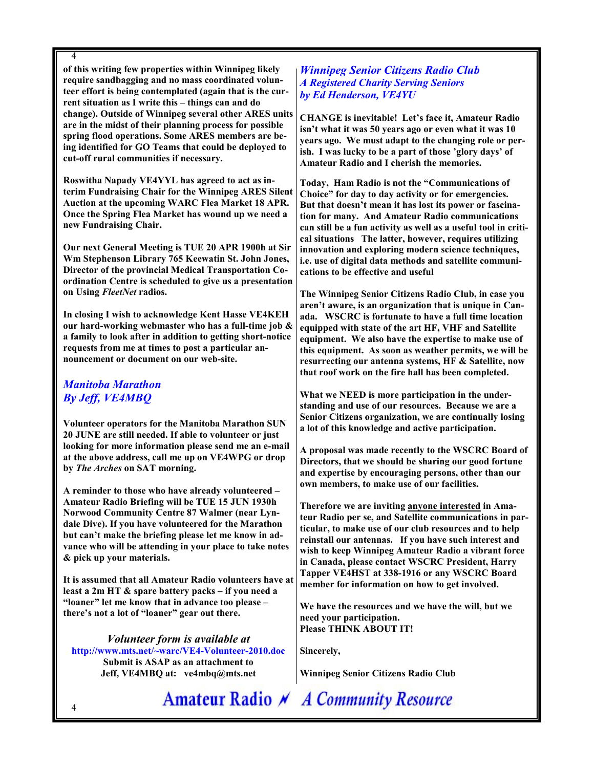**of this writing few properties within Winnipeg likely require sandbagging and no mass coordinated volunteer effort is being contemplated (again that is the current situation as I write this – things can and do change). Outside of Winnipeg several other ARES units are in the midst of their planning process for possible spring flood operations. Some ARES members are being identified for GO Teams that could be deployed to cut-off rural communities if necessary.**

**Roswitha Napady VE4YYL has agreed to act as interim Fundraising Chair for the Winnipeg ARES Silent Auction at the upcoming WARC Flea Market 18 APR. Once the Spring Flea Market has wound up we need a new Fundraising Chair.**

**Our next General Meeting is TUE 20 APR 1900h at Sir Wm Stephenson Library 765 Keewatin St. John Jones, Director of the provincial Medical Transportation Coordination Centre is scheduled to give us a presentation on Using *FleetNet* radios.**

**In closing I wish to acknowledge Kent Hasse VE4KEH our hard-working webmaster who has a full-time job & a family to look after in addition to getting short-notice requests from me at times to post a particular announcement or document on our web-site.**

## *Manitoba Marathon*
## *By Jeff, VE4MBQ*

**Volunteer operators for the Manitoba Marathon SUN 20 JUNE are still needed. If able to volunteer or just looking for more information please send me an e-mail at the above address, call me up on VE4WPG or drop by *The Arches* on SAT morning.**

**A reminder to those who have already volunteered – Amateur Radio Briefing will be TUE 15 JUN 1930h Norwood Community Centre 87 Walmer (near Lyndale Dive). If you have volunteered for the Marathon but can't make the briefing please let me know in advance who will be attending in your place to take notes & pick up your materials.**

**It is assumed that all Amateur Radio volunteers have at least a 2m HT & spare battery packs – if you need a "loaner" let me know that in advance too please – there's not a lot of "loaner" gear out there.**

*Volunteer form is available at*
**http://www.mts.net/~warc/VE4-Volunteer-2010.doc**
**Submit is ASAP as an attachment to**
**Jeff, VE4MBQ at: ve4mbq@mts.net**

## *Winnipeg Senior Citizens Radio Club*
## *A Registered Charity Serving Seniors*
## *by Ed Henderson, VE4YU*

**CHANGE is inevitable! Let's face it, Amateur Radio isn't what it was 50 years ago or even what it was 10 years ago. We must adapt to the changing role or perish. I was lucky to be a part of those 'glory days' of Amateur Radio and I cherish the memories.**

**Today, Ham Radio is not the "Communications of Choice" for day to day activity or for emergencies. But that doesn't mean it has lost its power or fascination for many. And Amateur Radio communications can still be a fun activity as well as a useful tool in critical situations The latter, however, requires utilizing innovation and exploring modern science techniques, i.e. use of digital data methods and satellite communications to be effective and useful**

**The Winnipeg Senior Citizens Radio Club, in case you aren't aware, is an organization that is unique in Canada. WSCRC is fortunate to have a full time location equipped with state of the art HF, VHF and Satellite equipment. We also have the expertise to make use of this equipment. As soon as weather permits, we will be resurrecting our antenna systems, HF & Satellite, now that roof work on the fire hall has been completed.**

**What we NEED is more participation in the understanding and use of our resources. Because we are a Senior Citizens organization, we are continually losing a lot of this knowledge and active participation.**

**A proposal was made recently to the WSCRC Board of Directors, that we should be sharing our good fortune and expertise by encouraging persons, other than our own members, to make use of our facilities.**

**Therefore we are inviting anyone interested in Amateur Radio per se, and Satellite communications in particular, to make use of our club resources and to help reinstall our antennas. If you have such interest and wish to keep Winnipeg Amateur Radio a vibrant force in Canada, please contact WSCRC President, Harry Tapper VE4HST at 338-1916 or any WSCRC Board member for information on how to get involved.**

**We have the resources and we have the will, but we need your participation.**
**Please THINK ABOUT IT!**

**Sincerely,**

**Winnipeg Senior Citizens Radio Club**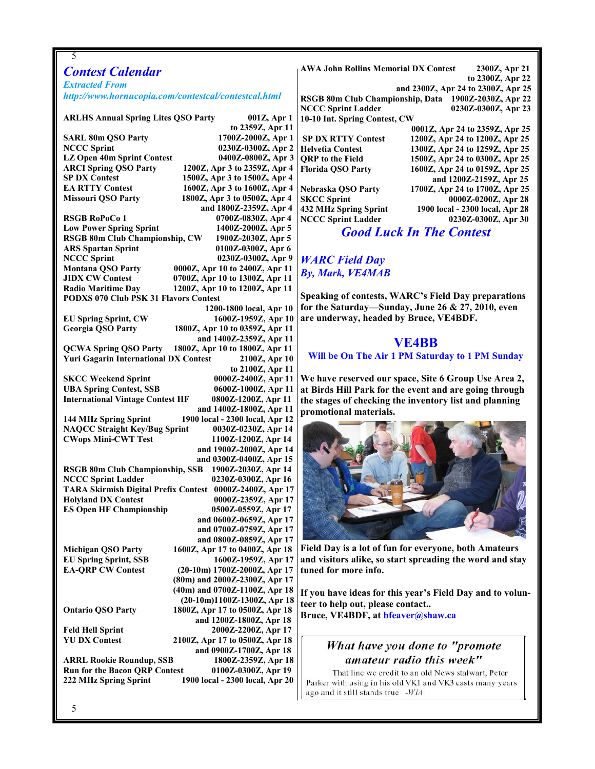# Contest Calendar

*Extracted From*
*http://www.hornucopia.com/contestcal/contestcal.html*

| Contest | Time |
|---|---|
| ARLHS Annual Spring Lites QSO Party | 001Z, Apr 1 to 2359Z, Apr 11 |
| SARL 80m QSO Party | 1700Z-2000Z, Apr 1 |
| NCCC Sprint | 0230Z-0300Z, Apr 2 |
| LZ Open 40m Sprint Contest | 0400Z-0800Z, Apr 3 |
| ARCI Spring QSO Party | 1200Z, Apr 3 to 2359Z, Apr 4 |
| SP DX Contest | 1500Z, Apr 3 to 1500Z, Apr 4 |
| EA RTTY Contest | 1600Z, Apr 3 to 1600Z, Apr 4 |
| Missouri QSO Party | 1800Z, Apr 3 to 0500Z, Apr 4 and 1800Z-2359Z, Apr 4 |
| RSGB RoPoCo 1 | 0700Z-0830Z, Apr 4 |
| Low Power Spring Sprint | 1400Z-2000Z, Apr 5 |
| RSGB 80m Club Championship, CW | 1900Z-2030Z, Apr 5 |
| ARS Spartan Sprint | 0100Z-0300Z, Apr 6 |
| NCCC Sprint | 0230Z-0300Z, Apr 9 |
| Montana QSO Party | 0000Z, Apr 10 to 2400Z, Apr 11 |
| JIDX CW Contest | 0700Z, Apr 10 to 1300Z, Apr 11 |
| Radio Maritime Day | 1200Z, Apr 10 to 1200Z, Apr 11 |
| PODXS 070 Club PSK 31 Flavors Contest | 1200-1800 local, Apr 10 |
| EU Spring Sprint, CW | 1600Z-1959Z, Apr 10 |
| Georgia QSO Party | 1800Z, Apr 10 to 0359Z, Apr 11 and 1400Z-2359Z, Apr 11 |
| QCWA Spring QSO Party | 1800Z, Apr 10 to 1800Z, Apr 11 |
| Yuri Gagarin International DX Contest | 2100Z, Apr 10 to 2100Z, Apr 11 |
| SKCC Weekend Sprint | 0000Z-2400Z, Apr 11 |
| UBA Spring Contest, SSB | 0600Z-1000Z, Apr 11 |
| International Vintage Contest HF | 0800Z-1200Z, Apr 11 and 1400Z-1800Z, Apr 11 |
| 144 MHz Spring Sprint | 1900 local - 2300 local, Apr 12 |
| NAQCC Straight Key/Bug Sprint | 0030Z-0230Z, Apr 14 |
| CWops Mini-CWT Test | 1100Z-1200Z, Apr 14 and 1900Z-2000Z, Apr 14 and 0300Z-0400Z, Apr 15 |
| RSGB 80m Club Championship, SSB | 1900Z-2030Z, Apr 14 |
| NCCC Sprint Ladder | 0230Z-0300Z, Apr 16 |
| TARA Skirmish Digital Prefix Contest | 0000Z-2400Z, Apr 17 |
| Holyland DX Contest | 0000Z-2359Z, Apr 17 |
| ES Open HF Championship | 0500Z-0559Z, Apr 17 and 0600Z-0659Z, Apr 17 and 0700Z-0759Z, Apr 17 and 0800Z-0859Z, Apr 17 |
| Michigan QSO Party | 1600Z, Apr 17 to 0400Z, Apr 18 |
| EU Spring Sprint, SSB | 1600Z-1959Z, Apr 17 |
| EA-QRP CW Contest | (20-10m) 1700Z-2000Z, Apr 17 (80m) and 2000Z-2300Z, Apr 17 (40m) and 0700Z-1100Z, Apr 18 (20-10m)1100Z-1300Z, Apr 18 |
| Ontario QSO Party | 1800Z, Apr 17 to 0500Z, Apr 18 and 1200Z-1800Z, Apr 18 |
| Feld Hell Sprint | 2000Z-2200Z, Apr 17 |
| YU DX Contest | 2100Z, Apr 17 to 0500Z, Apr 18 and 0900Z-1700Z, Apr 18 |
| ARRL Rookie Roundup, SSB | 1800Z-2359Z, Apr 18 |
| Run for the Bacon QRP Contest | 0100Z-0300Z, Apr 19 |
| 222 MHz Spring Sprint | 1900 local - 2300 local, Apr 20 |
| AWA John Rollins Memorial DX Contest | 2300Z, Apr 21 to 2300Z, Apr 22 and 2300Z, Apr 24 to 2300Z, Apr 25 |
| RSGB 80m Club Championship, Data | 1900Z-2030Z, Apr 22 |
| NCCC Sprint Ladder | 0230Z-0300Z, Apr 23 |
| 10-10 Int. Spring Contest, CW | 0001Z, Apr 24 to 2359Z, Apr 25 |
| SP DX RTTY Contest | 1200Z, Apr 24 to 1200Z, Apr 25 |
| Helvetia Contest | 1300Z, Apr 24 to 1259Z, Apr 25 |
| QRP to the Field | 1500Z, Apr 24 to 0300Z, Apr 25 |
| Florida QSO Party | 1600Z, Apr 24 to 0159Z, Apr 25 and 1200Z-2159Z, Apr 25 |
| Nebraska QSO Party | 1700Z, Apr 24 to 1700Z, Apr 25 |
| SKCC Sprint | 0000Z-0200Z, Apr 28 |
| 432 MHz Spring Sprint | 1900 local - 2300 local, Apr 28 |
| NCCC Sprint Ladder | 0230Z-0300Z, Apr 30 |

## Good Luck In The Contest

## WARC Field Day

*By, Mark, VE4MAB*

**Speaking of contests, WARC's Field Day preparations for the Saturday—Sunday, June 26 & 27, 2010, even are underway, headed by Bruce, VE4BDF.**

## VE4BB

**Will be On The Air 1 PM Saturday to 1 PM Sunday**

**We have reserved our space, Site 6 Group Use Area 2, at Birds Hill Park for the event and are going through the stages of checking the inventory list and planning promotional materials.**

**Field Day is a lot of fun for everyone, both Amateurs and visitors alike, so start spreading the word and stay tuned for more info.**

**If you have ideas for this year's Field Day and to volunteer to help out, please contact..**
**Bruce, VE4BDF, at bfeaver@shaw.ca**

*What have you done to "promote amateur radio this week"*

That line we credit to an old News stalwart, Peter Parker with using in his old VK1 and VK3 casts many years ago and it still stands true -*WIA*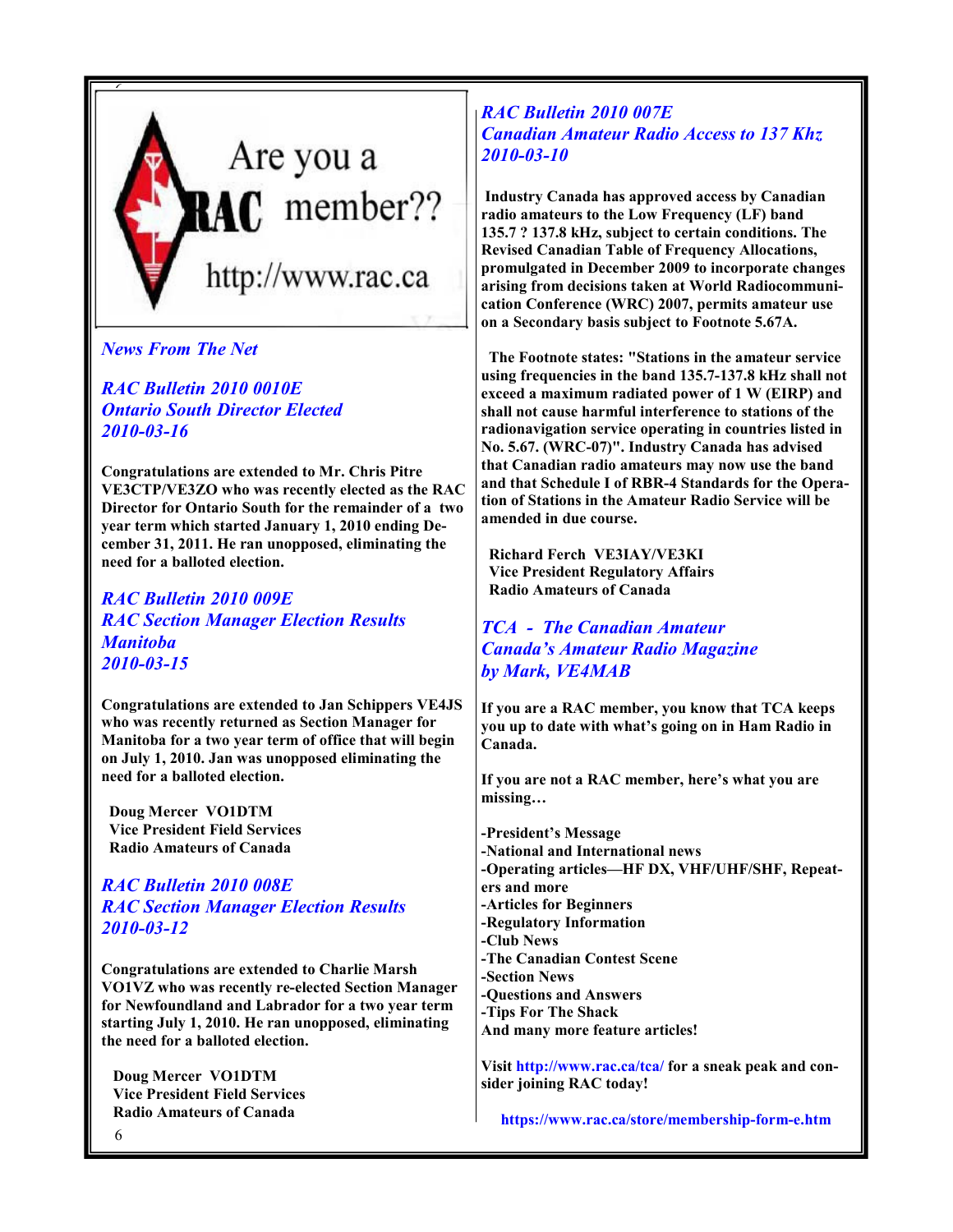Are you a RAC member?? http://www.rac.ca

*News From The Net*

## *RAC Bulletin 2010 0010E*
## *Ontario South Director Elected*
## *2010-03-16*

**Congratulations are extended to Mr. Chris Pitre VE3CTP/VE3ZO who was recently elected as the RAC Director for Ontario South for the remainder of a two year term which started January 1, 2010 ending December 31, 2011. He ran unopposed, eliminating the need for a balloted election.**

## *RAC Bulletin 2010 009E*
## *RAC Section Manager Election Results Manitoba*
## *2010-03-15*

**Congratulations are extended to Jan Schippers VE4JS who was recently returned as Section Manager for Manitoba for a two year term of office that will begin on July 1, 2010. Jan was unopposed eliminating the need for a balloted election.**

**Doug Mercer VO1DTM**
**Vice President Field Services**
**Radio Amateurs of Canada**

## *RAC Bulletin 2010 008E*
## *RAC Section Manager Election Results*
## *2010-03-12*

**Congratulations are extended to Charlie Marsh VO1VZ who was recently re-elected Section Manager for Newfoundland and Labrador for a two year term starting July 1, 2010. He ran unopposed, eliminating the need for a balloted election.**

**Doug Mercer VO1DTM**
**Vice President Field Services**
**Radio Amateurs of Canada**

## *RAC Bulletin 2010 007E*
## *Canadian Amateur Radio Access to 137 Khz*
## *2010-03-10*

**Industry Canada has approved access by Canadian radio amateurs to the Low Frequency (LF) band 135.7 ? 137.8 kHz, subject to certain conditions. The Revised Canadian Table of Frequency Allocations, promulgated in December 2009 to incorporate changes arising from decisions taken at World Radiocommunication Conference (WRC) 2007, permits amateur use on a Secondary basis subject to Footnote 5.67A.**

**The Footnote states: "Stations in the amateur service using frequencies in the band 135.7-137.8 kHz shall not exceed a maximum radiated power of 1 W (EIRP) and shall not cause harmful interference to stations of the radionavigation service operating in countries listed in No. 5.67. (WRC-07)". Industry Canada has advised that Canadian radio amateurs may now use the band and that Schedule I of RBR-4 Standards for the Operation of Stations in the Amateur Radio Service will be amended in due course.**

**Richard Ferch VE3IAY/VE3KI**
**Vice President Regulatory Affairs**
**Radio Amateurs of Canada**

## *TCA - The Canadian Amateur*
## *Canada's Amateur Radio Magazine*
## *by Mark, VE4MAB*

**If you are a RAC member, you know that TCA keeps you up to date with what's going on in Ham Radio in Canada.**

**If you are not a RAC member, here's what you are missing…**

**-President's Message**
**-National and International news**
**-Operating articles—HF DX, VHF/UHF/SHF, Repeaters and more**
**-Articles for Beginners**
**-Regulatory Information**
**-Club News**
**-The Canadian Contest Scene**
**-Section News**
**-Questions and Answers**
**-Tips For The Shack**
**And many more feature articles!**

**Visit http://www.rac.ca/tca/ for a sneak peak and consider joining RAC today!**

**https://www.rac.ca/store/membership-form-e.htm**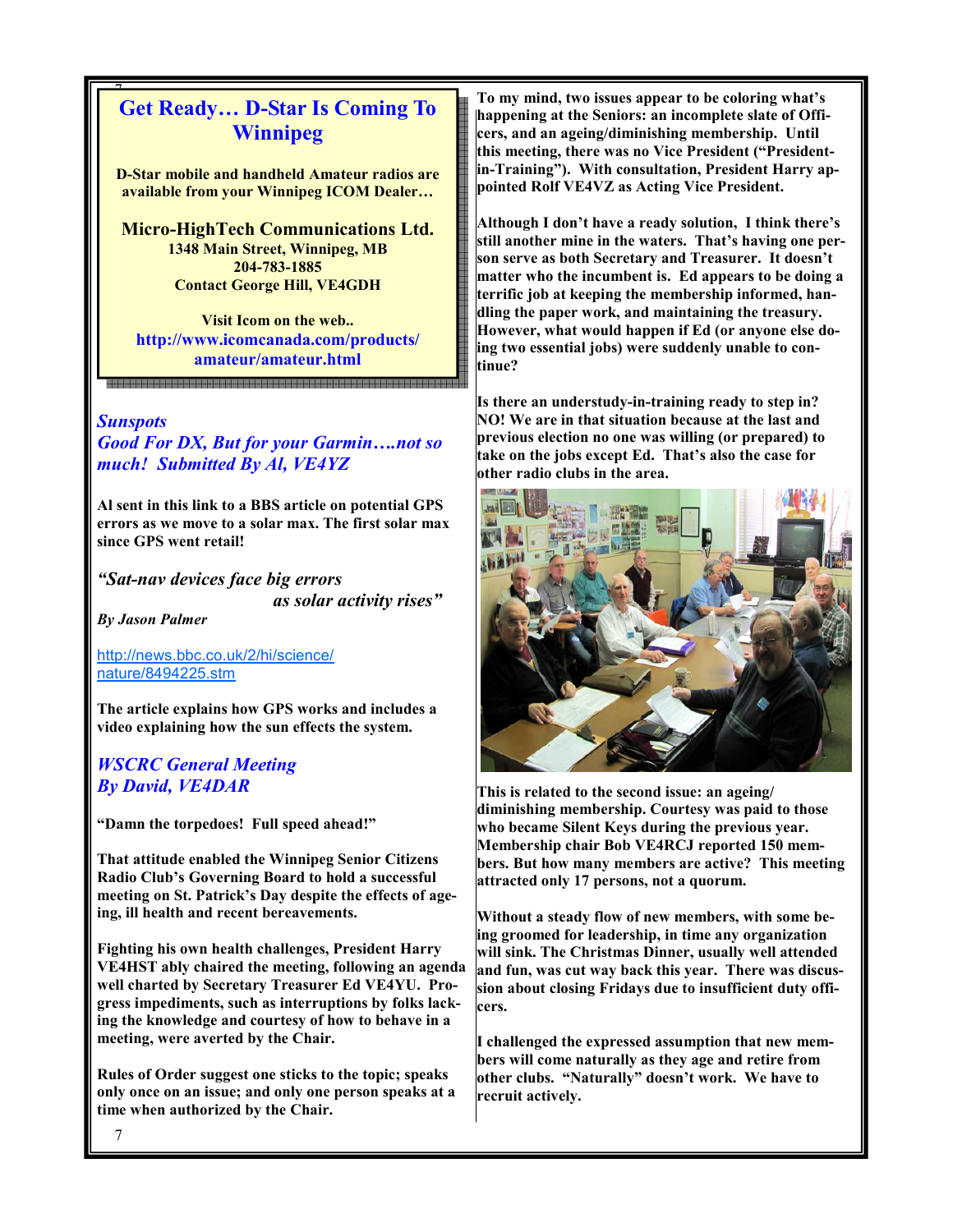## Get Ready… D-Star Is Coming To Winnipeg

**D-Star mobile and handheld Amateur radios are available from your Winnipeg ICOM Dealer…**

**Micro-HighTech Communications Ltd.**
**1348 Main Street, Winnipeg, MB**
**204-783-1885**
**Contact George Hill, VE4GDH**

**Visit Icom on the web..**
**http://www.icomcanada.com/products/amateur/amateur.html**

## *Sunspots*
## *Good For DX, But for your Garmin….not so much! Submitted By Al, VE4YZ*

**Al sent in this link to a BBS article on potential GPS errors as we move to a solar max. The first solar max since GPS went retail!**

***"Sat-nav devices face big errors as solar activity rises"***

***By Jason Palmer***

http://news.bbc.co.uk/2/hi/science/nature/8494225.stm

**The article explains how GPS works and includes a video explaining how the sun effects the system.**

## *WSCRC General Meeting*
## *By David, VE4DAR*

**"Damn the torpedoes! Full speed ahead!"**

**That attitude enabled the Winnipeg Senior Citizens Radio Club's Governing Board to hold a successful meeting on St. Patrick's Day despite the effects of ageing, ill health and recent bereavements.**

**Fighting his own health challenges, President Harry VE4HST ably chaired the meeting, following an agenda well charted by Secretary Treasurer Ed VE4YU. Progress impediments, such as interruptions by folks lacking the knowledge and courtesy of how to behave in a meeting, were averted by the Chair.**

**Rules of Order suggest one sticks to the topic; speaks only once on an issue; and only one person speaks at a time when authorized by the Chair.**

**To my mind, two issues appear to be coloring what's happening at the Seniors: an incomplete slate of Officers, and an ageing/diminishing membership. Until this meeting, there was no Vice President ("President-in-Training"). With consultation, President Harry appointed Rolf VE4VZ as Acting Vice President.**

**Although I don't have a ready solution, I think there's still another mine in the waters. That's having one person serve as both Secretary and Treasurer. It doesn't matter who the incumbent is. Ed appears to be doing a terrific job at keeping the membership informed, handling the paper work, and maintaining the treasury. However, what would happen if Ed (or anyone else doing two essential jobs) were suddenly unable to continue?**

**Is there an understudy-in-training ready to step in? NO! We are in that situation because at the last and previous election no one was willing (or prepared) to take on the jobs except Ed. That's also the case for other radio clubs in the area.**

**This is related to the second issue: an ageing/diminishing membership. Courtesy was paid to those who became Silent Keys during the previous year. Membership chair Bob VE4RCJ reported 150 members. But how many members are active? This meeting attracted only 17 persons, not a quorum.**

**Without a steady flow of new members, with some being groomed for leadership, in time any organization will sink. The Christmas Dinner, usually well attended and fun, was cut way back this year. There was discussion about closing Fridays due to insufficient duty officers.**

**I challenged the expressed assumption that new members will come naturally as they age and retire from other clubs. "Naturally" doesn't work. We have to recruit actively.**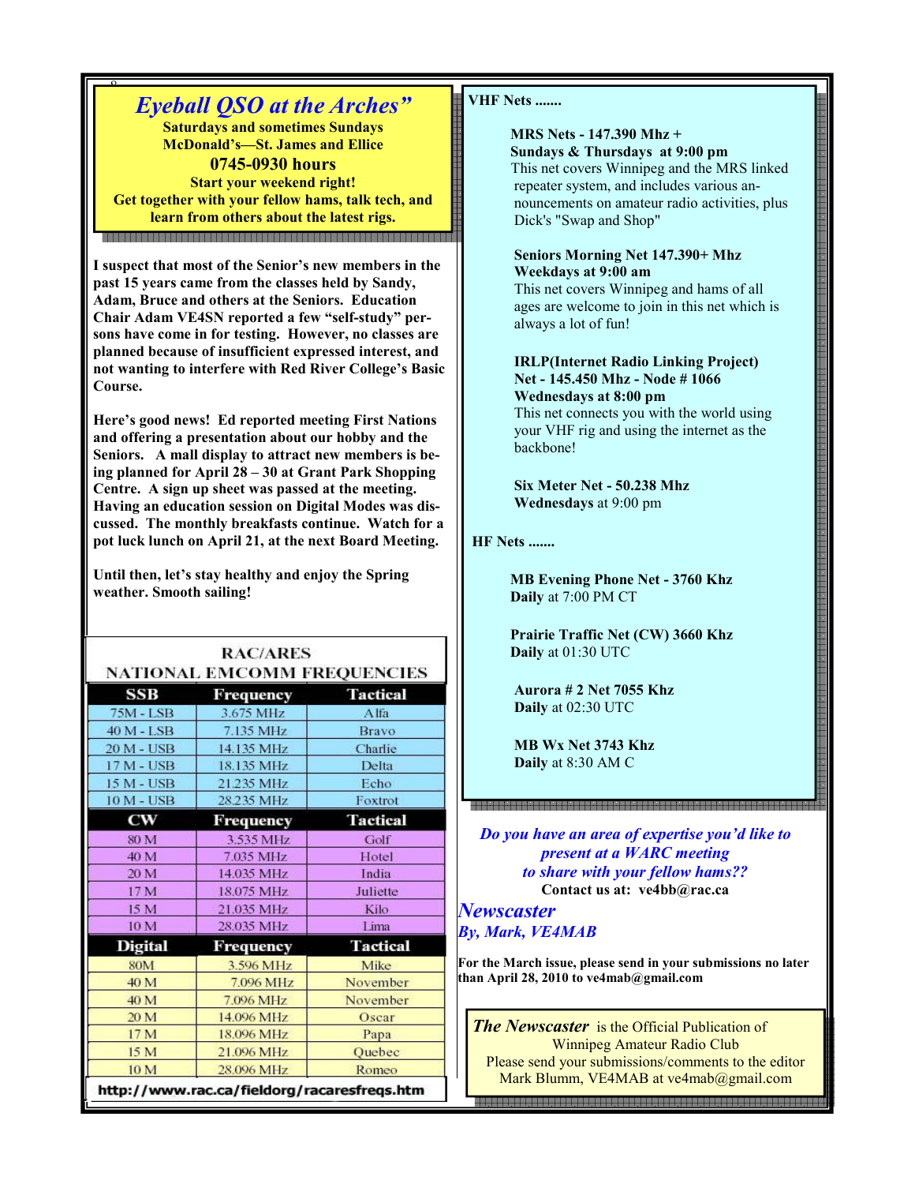## *Eyeball QSO at the Arches"*

**Saturdays and sometimes Sundays**
**McDonald's—St. James and Ellice**
**0745-0930 hours**
**Start your weekend right!**
**Get together with your fellow hams, talk tech, and learn from others about the latest rigs.**

**I suspect that most of the Senior's new members in the past 15 years came from the classes held by Sandy, Adam, Bruce and others at the Seniors. Education Chair Adam VE4SN reported a few "self-study" persons have come in for testing. However, no classes are planned because of insufficient expressed interest, and not wanting to interfere with Red River College's Basic Course.**

**Here's good news! Ed reported meeting First Nations and offering a presentation about our hobby and the Seniors. A mall display to attract new members is being planned for April 28 – 30 at Grant Park Shopping Centre. A sign up sheet was passed at the meeting. Having an education session on Digital Modes was discussed. The monthly breakfasts continue. Watch for a pot luck lunch on April 21, at the next Board Meeting.**

**Until then, let's stay healthy and enjoy the Spring weather. Smooth sailing!**

### RAC/ARES NATIONAL EMCOMM FREQUENCIES

| SSB | Frequency | Tactical |
|---|---|---|
| 75M - LSB | 3.675 MHz | Alfa |
| 40 M - LSB | 7.135 MHz | Bravo |
| 20 M - USB | 14.135 MHz | Charlie |
| 17 M - USB | 18.135 MHz | Delta |
| 15 M - USB | 21.235 MHz | Echo |
| 10 M - USB | 28.235 MHz | Foxtrot |
| **CW** | **Frequency** | **Tactical** |
| 80 M | 3.535 MHz | Golf |
| 40 M | 7.035 MHz | Hotel |
| 20 M | 14.035 MHz | India |
| 17 M | 18.075 MHz | Juliette |
| 15 M | 21.035 MHz | Kilo |
| 10 M | 28.035 MHz | Lima |
| **Digital** | **Frequency** | **Tactical** |
| 80M | 3.596 MHz | Mike |
| 40 M | 7.096 MHz | November |
| 40 M | 7.096 MHz | November |
| 20 M | 14.096 MHz | Oscar |
| 17 M | 18.096 MHz | Papa |
| 15 M | 21.096 MHz | Quebec |
| 10 M | 28.096 MHz | Romeo |

**http://www.rac.ca/fieldorg/racaresfreqs.htm**

**VHF Nets .......**

**MRS Nets - 147.390 Mhz +**
**Sundays & Thursdays at 9:00 pm**
This net covers Winnipeg and the MRS linked repeater system, and includes various announcements on amateur radio activities, plus Dick's "Swap and Shop"

**Seniors Morning Net 147.390+ Mhz**
**Weekdays at 9:00 am**
This net covers Winnipeg and hams of all ages are welcome to join in this net which is always a lot of fun!

**IRLP(Internet Radio Linking Project) Net - 145.450 Mhz - Node # 1066**
**Wednesdays at 8:00 pm**
This net connects you with the world using your VHF rig and using the internet as the backbone!

**Six Meter Net - 50.238 Mhz**
**Wednesdays** at 9:00 pm

**HF Nets .......**

**MB Evening Phone Net - 3760 Khz**
**Daily** at 7:00 PM CT

**Prairie Traffic Net (CW) 3660 Khz**
**Daily** at 01:30 UTC

**Aurora # 2 Net 7055 Khz**
**Daily** at 02:30 UTC

**MB Wx Net 3743 Khz**
**Daily** at 8:30 AM C

*Do you have an area of expertise you'd like to present at a WARC meeting to share with your fellow hams??*
**Contact us at: ve4bb@rac.ca**

## *Newscaster*

*By, Mark, VE4MAB*

**For the March issue, please send in your submissions no later than April 28, 2010 to ve4mab@gmail.com**

***The Newscaster*** is the Official Publication of Winnipeg Amateur Radio Club
Please send your submissions/comments to the editor Mark Blumm, VE4MAB at ve4mab@gmail.com